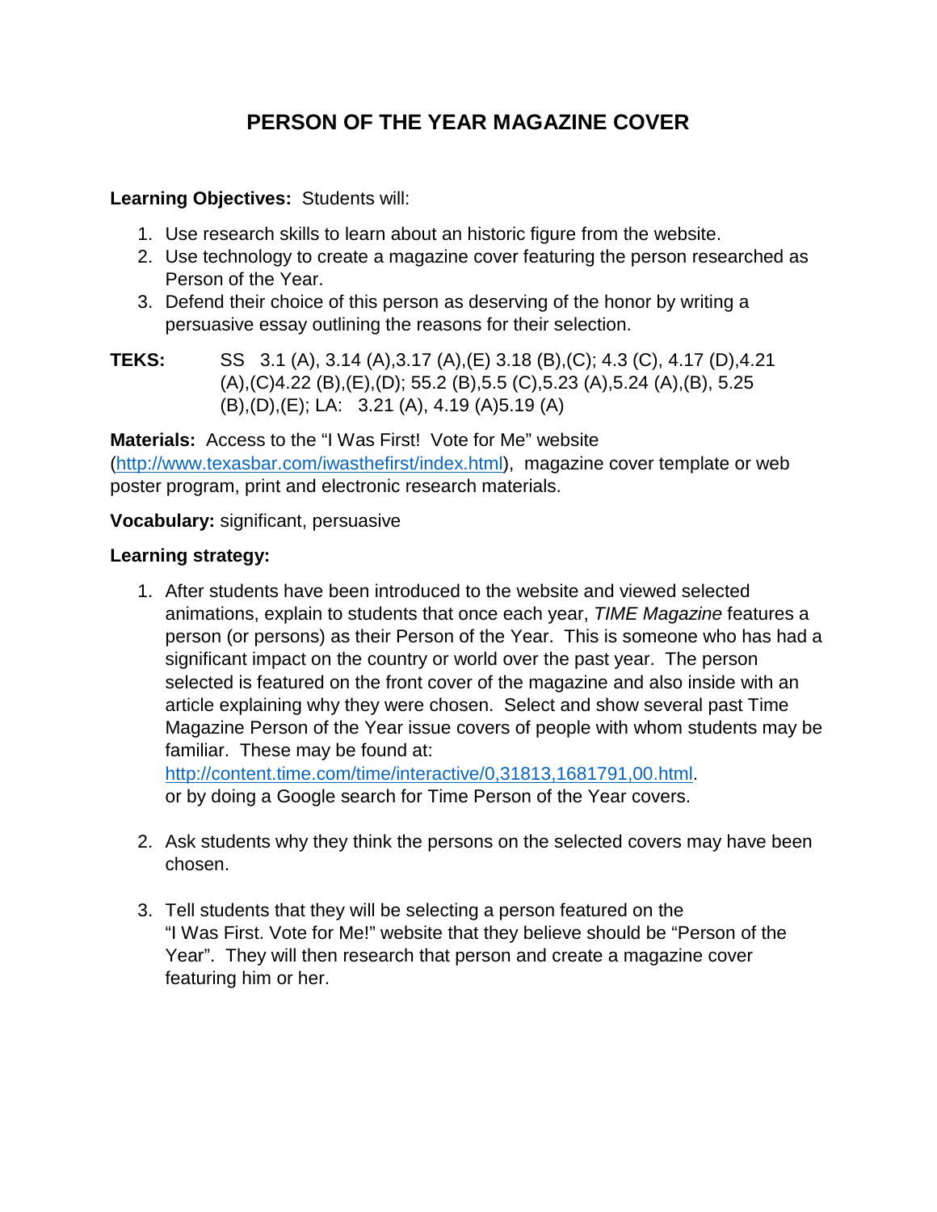# PERSON OF THE YEAR MAGAZINE COVER

**Learning Objectives:** Students will:

1. Use research skills to learn about an historic figure from the website.
2. Use technology to create a magazine cover featuring the person researched as Person of the Year.
3. Defend their choice of this person as deserving of the honor by writing a persuasive essay outlining the reasons for their selection.

**TEKS:** SS 3.1 (A), 3.14 (A),3.17 (A),(E) 3.18 (B),(C); 4.3 (C), 4.17 (D),4.21 (A),(C)4.22 (B),(E),(D); 55.2 (B),5.5 (C),5.23 (A),5.24 (A),(B), 5.25 (B),(D),(E); LA: 3.21 (A), 4.19 (A)5.19 (A)

**Materials:** Access to the "I Was First! Vote for Me" website (http://www.texasbar.com/iwasthefirst/index.html), magazine cover template or web poster program, print and electronic research materials.

**Vocabulary:** significant, persuasive

**Learning strategy:**

1. After students have been introduced to the website and viewed selected animations, explain to students that once each year, *TIME Magazine* features a person (or persons) as their Person of the Year. This is someone who has had a significant impact on the country or world over the past year. The person selected is featured on the front cover of the magazine and also inside with an article explaining why they were chosen. Select and show several past Time Magazine Person of the Year issue covers of people with whom students may be familiar. These may be found at: http://content.time.com/time/interactive/0,31813,1681791,00.html. or by doing a Google search for Time Person of the Year covers.

2. Ask students why they think the persons on the selected covers may have been chosen.

3. Tell students that they will be selecting a person featured on the "I Was First. Vote for Me!" website that they believe should be "Person of the Year". They will then research that person and create a magazine cover featuring him or her.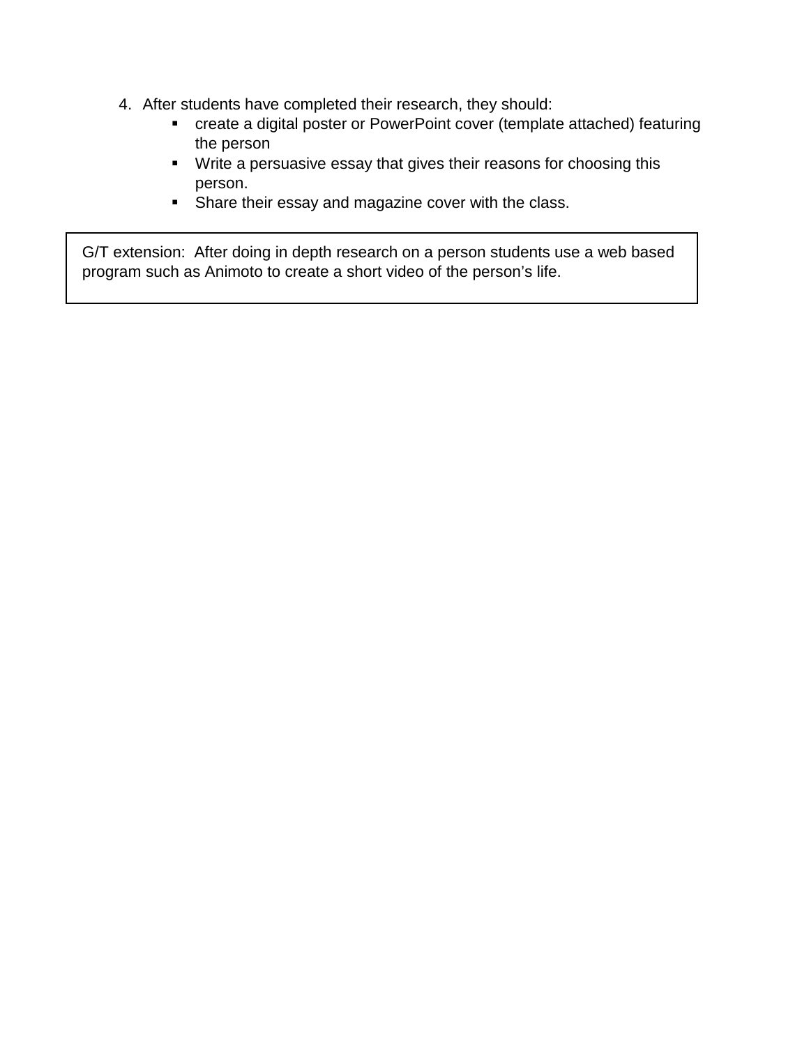4. After students have completed their research, they should:
   - create a digital poster or PowerPoint cover (template attached) featuring the person
   - Write a persuasive essay that gives their reasons for choosing this person.
   - Share their essay and magazine cover with the class.

> G/T extension: After doing in depth research on a person students use a web based program such as Animoto to create a short video of the person's life.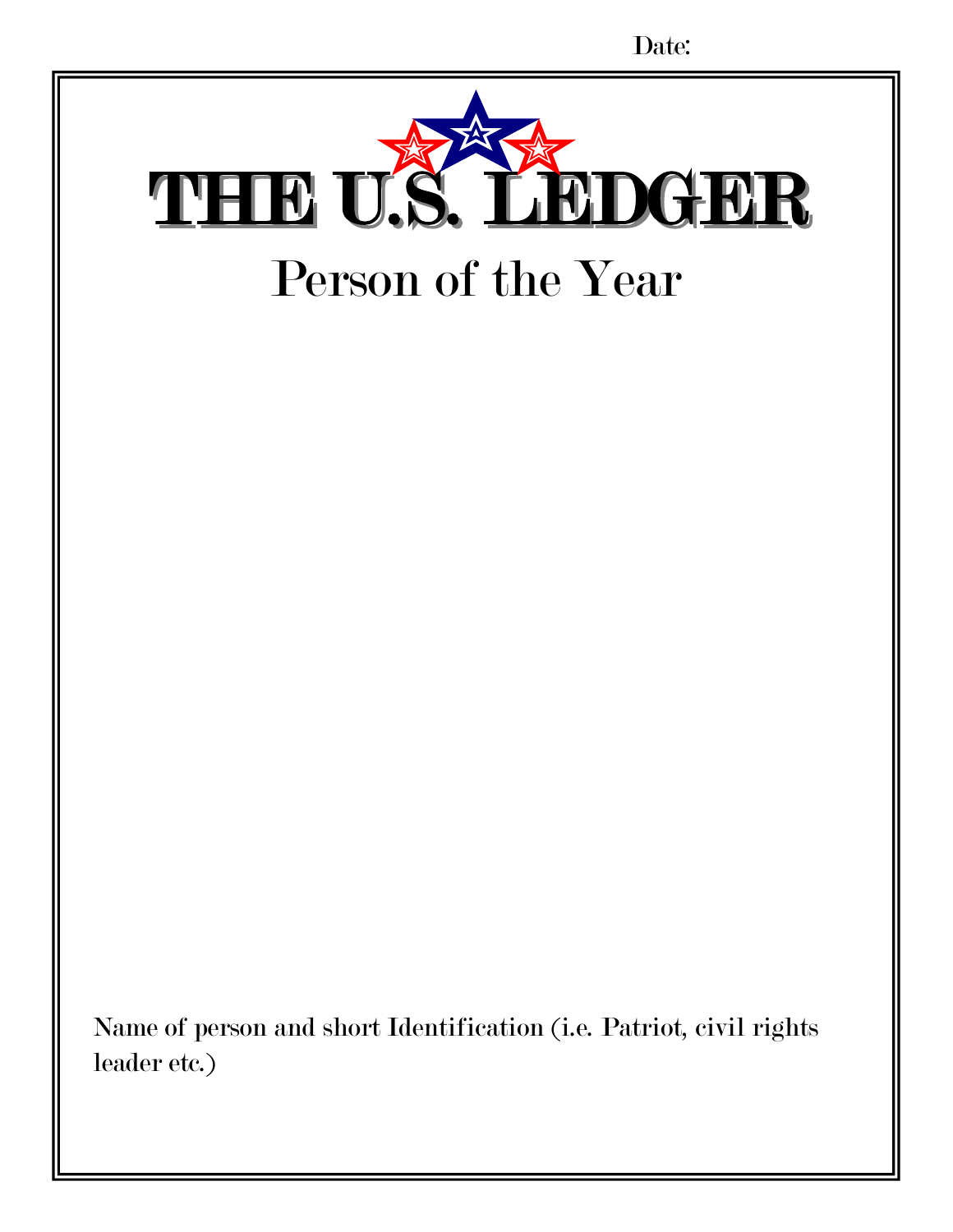Date:

# THE U.S. LEDGER

## Person of the Year

Name of person and short Identification (i.e. Patriot, civil rights leader etc.)